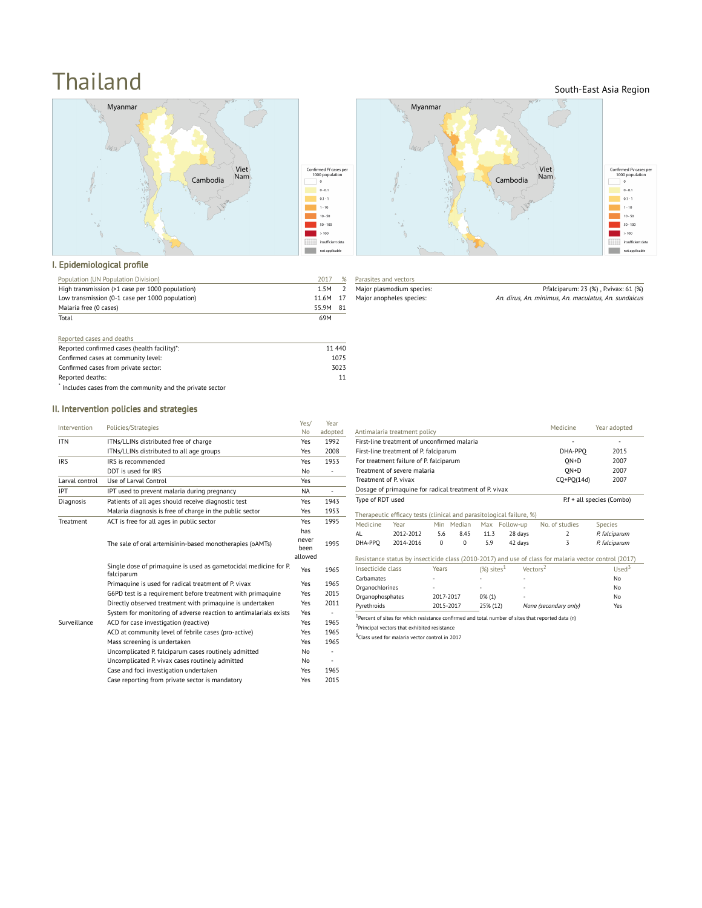# Thailand

South-East Asia Region

Confirmed *Pf* cases per 1000 population: 0; 0 - 0.1; 0.1 - 1; 1 - 10; 10 - 50; 50 - 100; > 100; insufficient data; not applicable

Confirmed *Pv* cases per 1000 population: 0; 0 - 0.1; 0.1 - 1; 1 - 10; 10 - 50; 50 - 100; > 100; insufficient data; not applicable

## I. Epidemiological profile

| Population (UN Population Division) | 2017 | % |
|---|---|---|
| High transmission (>1 case per 1000 population) | 1.5M | 2 |
| Low transmission (0-1 case per 1000 population) | 11.6M | 17 |
| Malaria free (0 cases) | 55.9M | 81 |
| Total | 69M | |

| Parasites and vectors | |
|---|---|
| Major plasmodium species: | P.falciparum: 23 (%) , P.vivax: 61 (%) |
| Major anopheles species: | *An. dirus, An. minimus, An. maculatus, An. sundaicus* |

| Reported cases and deaths | |
|---|---|
| Reported confirmed cases (health facility)*: | 11 440 |
| Confirmed cases at community level: | 1075 |
| Confirmed cases from private sector: | 3023 |
| Reported deaths: | 11 |

* Includes cases from the community and the private sector

## II. Intervention policies and strategies

| Intervention | Policies/Strategies | Yes/No | Year adopted |
|---|---|---|---|
| ITN | ITNs/LLINs distributed free of charge | Yes | 1992 |
| | ITNs/LLINs distributed to all age groups | Yes | 2008 |
| IRS | IRS is recommended | Yes | 1953 |
| | DDT is used for IRS | No | - |
| Larval control | Use of Larval Control | Yes | |
| IPT | IPT used to prevent malaria during pregnancy | NA | - |
| Diagnosis | Patients of all ages should receive diagnostic test | Yes | 1943 |
| | Malaria diagnosis is free of charge in the public sector | Yes | 1953 |
| Treatment | ACT is free for all ages in public sector | Yes | 1995 |
| | The sale of oral artemisinin-based monotherapies (oAMTs) | has never been allowed | 1995 |
| | Single dose of primaquine is used as gametocidal medicine for P. falciparum | Yes | 1965 |
| | Primaquine is used for radical treatment of P. vivax | Yes | 1965 |
| | G6PD test is a requirement before treatment with primaquine | Yes | 2015 |
| | Directly observed treatment with primaquine is undertaken | Yes | 2011 |
| | System for monitoring of adverse reaction to antimalarials exists | Yes | - |
| Surveillance | ACD for case investigation (reactive) | Yes | 1965 |
| | ACD at community level of febrile cases (pro-active) | Yes | 1965 |
| | Mass screening is undertaken | Yes | 1965 |
| | Uncomplicated P. falciparum cases routinely admitted | No | - |
| | Uncomplicated P. vivax cases routinely admitted | No | - |
| | Case and foci investigation undertaken | Yes | 1965 |
| | Case reporting from private sector is mandatory | Yes | 2015 |

| Antimalaria treatment policy | Medicine | Year adopted |
|---|---|---|
| First-line treatment of unconfirmed malaria | - | - |
| First-line treatment of P. falciparum | DHA-PPQ | 2015 |
| For treatment failure of P. falciparum | QN+D | 2007 |
| Treatment of severe malaria | QN+D | 2007 |
| Treatment of P. vivax | CQ+PQ(14d) | 2007 |
| Dosage of primaquine for radical treatment of P. vivax | | |
| Type of RDT used | P.f + all species (Combo) | |

Therapeutic efficacy tests (clinical and parasitological failure, %)

| Medicine | Year | Min | Median | Max | Follow-up | No. of studies | Species |
|---|---|---|---|---|---|---|---|
| AL | 2012-2012 | 5.6 | 8.45 | 11.3 | 28 days | 2 | *P. falciparum* |
| DHA-PPQ | 2014-2016 | 0 | 0 | 5.9 | 42 days | 3 | *P. falciparum* |

Resistance status by insecticide class (2010-2017) and use of class for malaria vector control (2017)

| Insecticide class | Years | (%) sites[1] | Vectors[2] | Used[3] |
|---|---|---|---|---|
| Carbamates | - | - | - | No |
| Organochlorines | - | - | - | No |
| Organophosphates | 2017-2017 | 0% (1) | - | No |
| Pyrethroids | 2015-2017 | 25% (12) | *None (secondary only)* | Yes |

[1]Percent of sites for which resistance confirmed and total number of sites that reported data (n)

[2]Principal vectors that exhibited resistance

[3]Class used for malaria vector control in 2017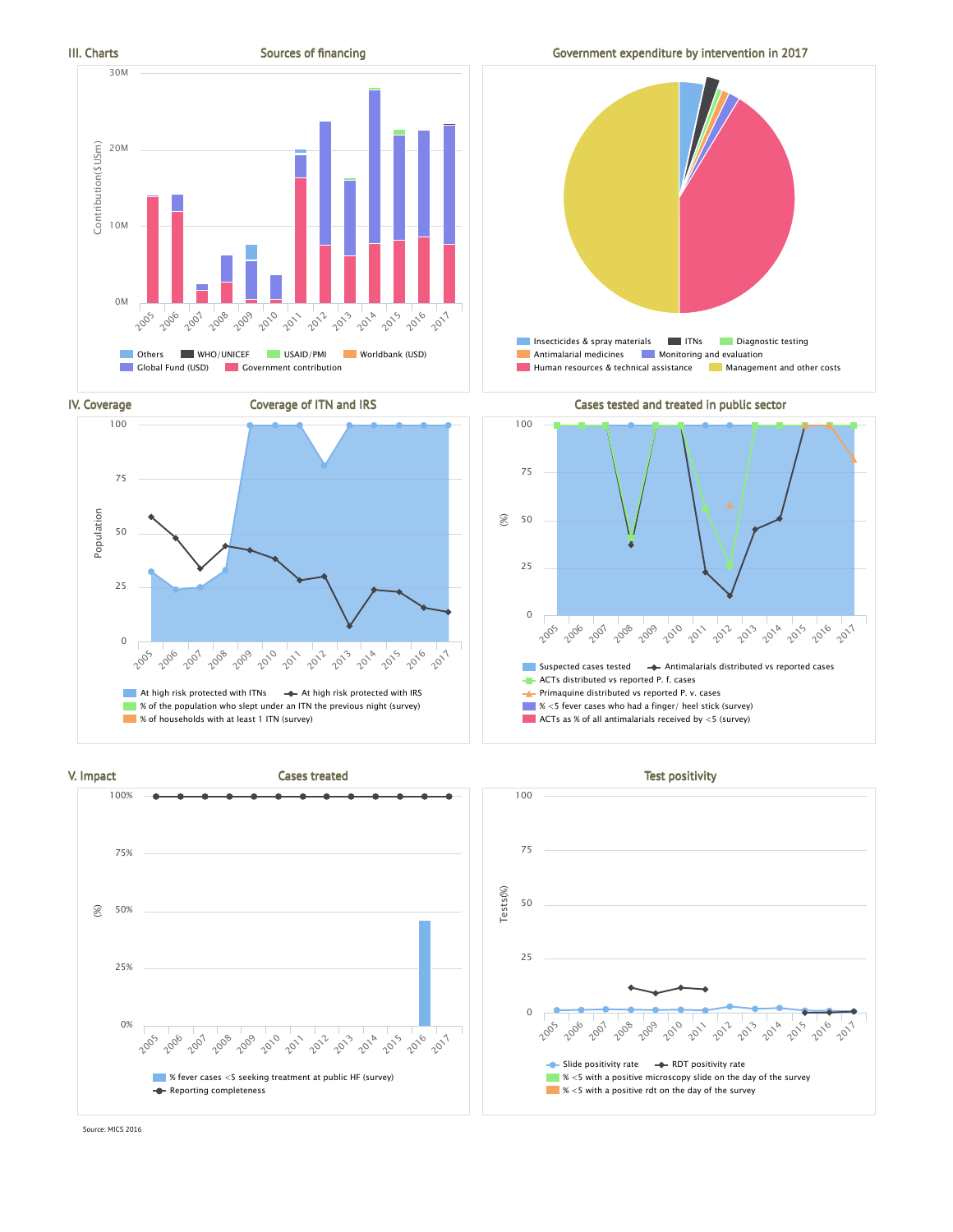## III. Charts

### Sources of financing

30M
20M
10M
0M

Contribution($USm)

2005 2006 2007 2008 2009 2010 2011 2012 2013 2014 2015 2016 2017

Others | WHO/UNICEF | USAID/PMI | Worldbank (USD) | Global Fund (USD) | Government contribution

### Government expenditure by intervention in 2017

Insecticides & spray materials | ITNs | Diagnostic testing | Antimalarial medicines | Monitoring and evaluation | Human resources & technical assistance | Management and other costs

## IV. Coverage

### Coverage of ITN and IRS

100
75
50
25
0

Population

2005 2006 2007 2008 2009 2010 2011 2012 2013 2014 2015 2016 2017

At high risk protected with ITNs | At high risk protected with IRS | % of the population who slept under an ITN the previous night (survey) | % of households with at least 1 ITN (survey)

### Cases tested and treated in public sector

100
75
50
25
0

(%)

2005 2006 2007 2008 2009 2010 2011 2012 2013 2014 2015 2016 2017

Suspected cases tested | Antimalarials distributed vs reported cases | ACTs distributed vs reported P. f. cases | Primaquine distributed vs reported P. v. cases | % <5 fever cases who had a finger/ heel stick (survey) | ACTs as % of all antimalarials received by <5 (survey)

## V. Impact

### Cases treated

100%
75%
50%
25%
0%

(%)

2005 2006 2007 2008 2009 2010 2011 2012 2013 2014 2015 2016 2017

% fever cases <5 seeking treatment at public HF (survey) | Reporting completeness

### Test positivity

100
75
50
25
0

Tests(%)

2005 2006 2007 2008 2009 2010 2011 2012 2013 2014 2015 2016 2017

Slide positivity rate | RDT positivity rate | % <5 with a positive microscopy slide on the day of the survey | % <5 with a positive rdt on the day of the survey

Source: MICS 2016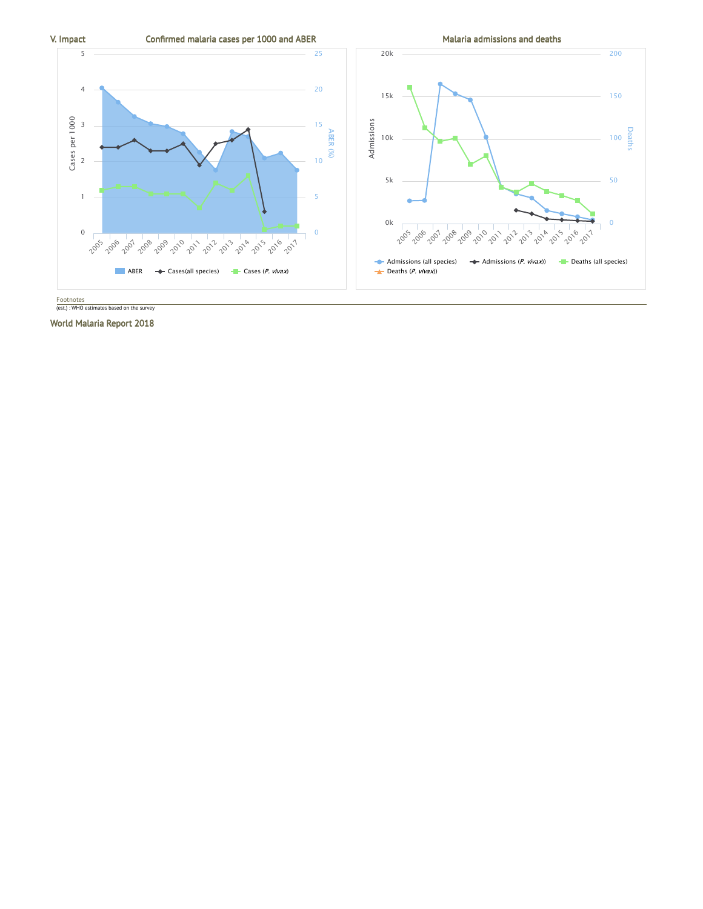## V. Impact

### Confirmed malaria cases per 1000 and ABER

Cases per 1000

ABER (%)

5 4 3 2 1 0

25 20 15 10 5 0

2005 2006 2007 2008 2009 2010 2011 2012 2013 2014 2015 2016 2017

ABER — Cases(all species) — Cases (*P. vivax*)

### Malaria admissions and deaths

Admissions

Deaths

20k 15k 10k 5k 0k

200 150 100 50 0

2005 2006 2007 2008 2009 2010 2011 2012 2013 2014 2015 2016 2017

Admissions (all species) — Admissions (*P. vivax*)) — Deaths (all species) — Deaths (*P. vivax*))

Footnotes

(est.) : WHO estimates based on the survey

World Malaria Report 2018